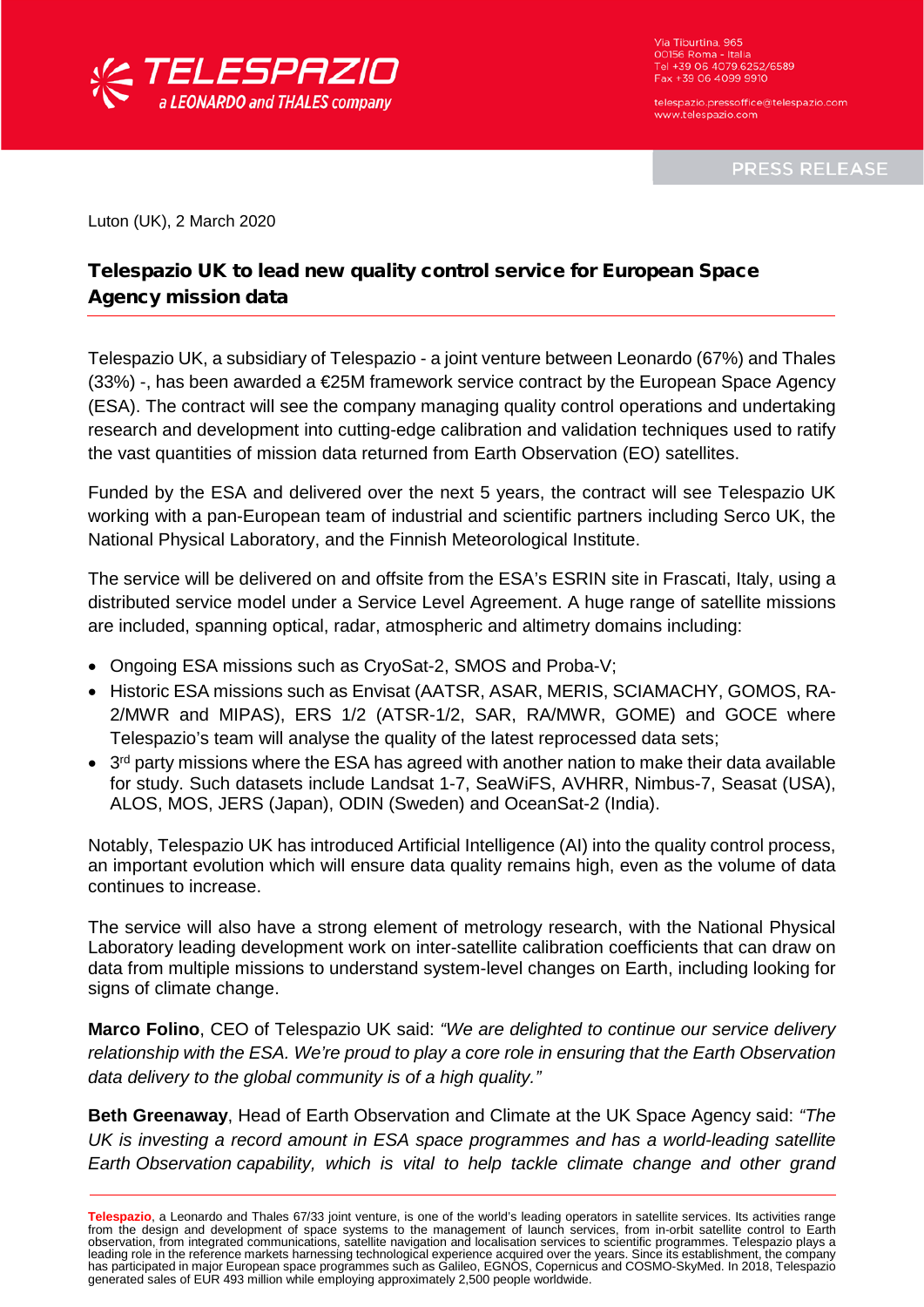Via Tiburtina, 965
00156 Roma - Italia
Tel +39 06 4079.6252/6589
Fax +39 06 4099 9910

telespazio.pressoffice@telespazio.com
www.telespazio.com

PRESS RELEASE

Luton (UK), 2 March 2020

## Telespazio UK to lead new quality control service for European Space Agency mission data

Telespazio UK, a subsidiary of Telespazio - a joint venture between Leonardo (67%) and Thales (33%) -, has been awarded a €25M framework service contract by the European Space Agency (ESA). The contract will see the company managing quality control operations and undertaking research and development into cutting-edge calibration and validation techniques used to ratify the vast quantities of mission data returned from Earth Observation (EO) satellites.

Funded by the ESA and delivered over the next 5 years, the contract will see Telespazio UK working with a pan-European team of industrial and scientific partners including Serco UK, the National Physical Laboratory, and the Finnish Meteorological Institute.

The service will be delivered on and offsite from the ESA's ESRIN site in Frascati, Italy, using a distributed service model under a Service Level Agreement. A huge range of satellite missions are included, spanning optical, radar, atmospheric and altimetry domains including:

- Ongoing ESA missions such as CryoSat-2, SMOS and Proba-V;
- Historic ESA missions such as Envisat (AATSR, ASAR, MERIS, SCIAMACHY, GOMOS, RA-2/MWR and MIPAS), ERS 1/2 (ATSR-1/2, SAR, RA/MWR, GOME) and GOCE where Telespazio's team will analyse the quality of the latest reprocessed data sets;
- 3rd party missions where the ESA has agreed with another nation to make their data available for study. Such datasets include Landsat 1-7, SeaWiFS, AVHRR, Nimbus-7, Seasat (USA), ALOS, MOS, JERS (Japan), ODIN (Sweden) and OceanSat-2 (India).

Notably, Telespazio UK has introduced Artificial Intelligence (AI) into the quality control process, an important evolution which will ensure data quality remains high, even as the volume of data continues to increase.

The service will also have a strong element of metrology research, with the National Physical Laboratory leading development work on inter-satellite calibration coefficients that can draw on data from multiple missions to understand system-level changes on Earth, including looking for signs of climate change.

**Marco Folino**, CEO of Telespazio UK said: *"We are delighted to continue our service delivery relationship with the ESA. We're proud to play a core role in ensuring that the Earth Observation data delivery to the global community is of a high quality."*

**Beth Greenaway**, Head of Earth Observation and Climate at the UK Space Agency said: *"The UK is investing a record amount in ESA space programmes and has a world-leading satellite Earth Observation capability, which is vital to help tackle climate change and other grand*

---

**Telespazio**, a Leonardo and Thales 67/33 joint venture, is one of the world's leading operators in satellite services. Its activities range from the design and development of space systems to the management of launch services, from in-orbit satellite control to Earth observation, from integrated communications, satellite navigation and localisation services to scientific programmes. Telespazio plays a leading role in the reference markets harnessing technological experience acquired over the years. Since its establishment, the company has participated in major European space programmes such as Galileo, EGNOS, Copernicus and COSMO-SkyMed. In 2018, Telespazio generated sales of EUR 493 million while employing approximately 2,500 people worldwide.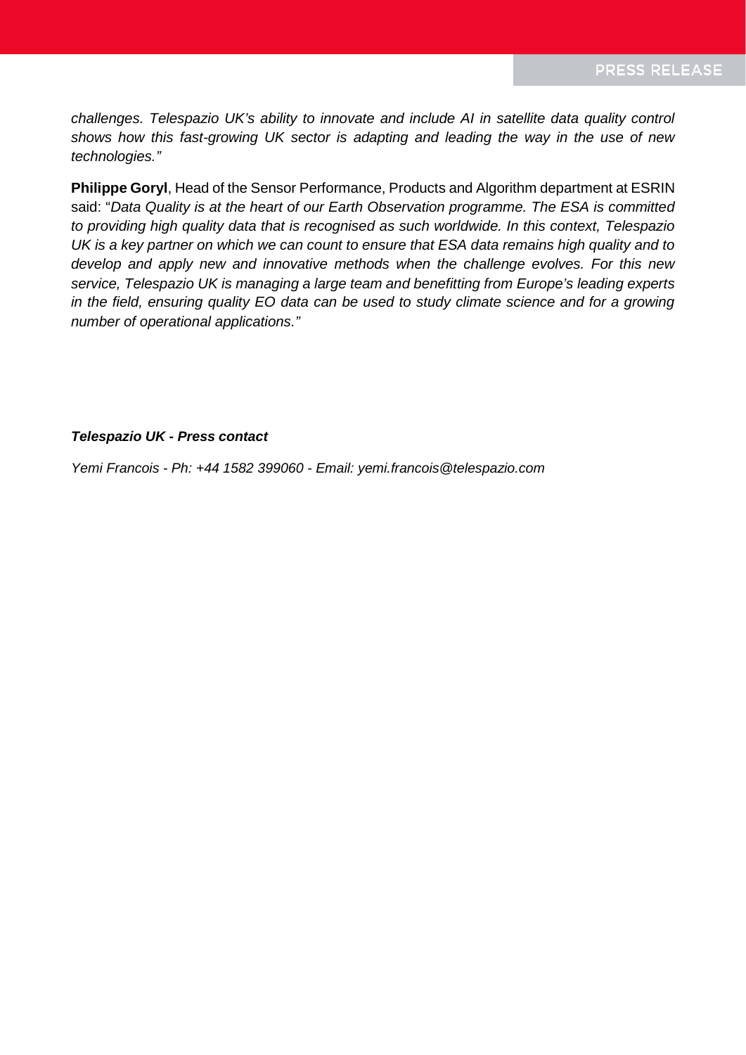*challenges. Telespazio UK's ability to innovate and include AI in satellite data quality control shows how this fast-growing UK sector is adapting and leading the way in the use of new technologies."*

**Philippe Goryl**, Head of the Sensor Performance, Products and Algorithm department at ESRIN said: "*Data Quality is at the heart of our Earth Observation programme. The ESA is committed to providing high quality data that is recognised as such worldwide. In this context, Telespazio UK is a key partner on which we can count to ensure that ESA data remains high quality and to develop and apply new and innovative methods when the challenge evolves. For this new service, Telespazio UK is managing a large team and benefitting from Europe's leading experts in the field, ensuring quality EO data can be used to study climate science and for a growing number of operational applications."*

***Telespazio UK - Press contact***

*Yemi Francois - Ph: +44 1582 399060 - Email: yemi.francois@telespazio.com*